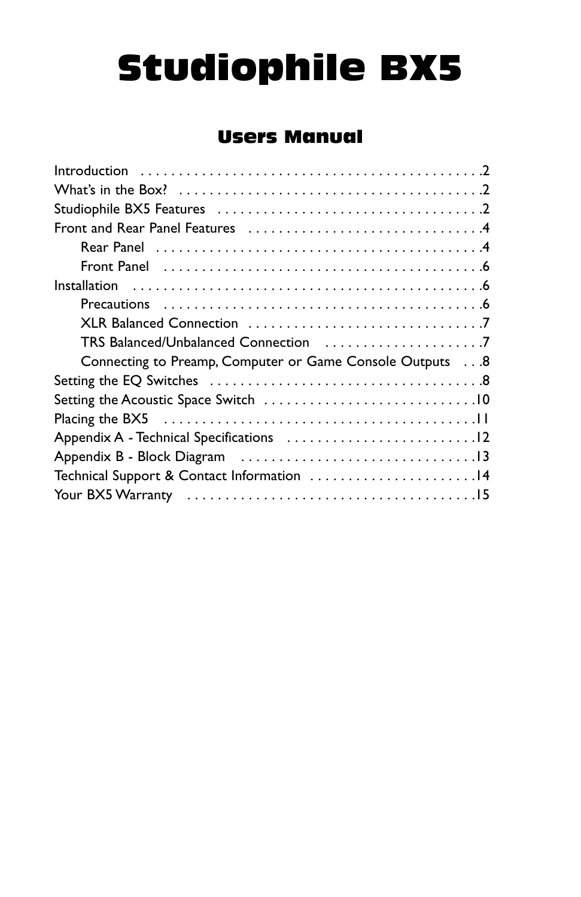# Studiophile BX5

## Users Manual

Introduction . . . . . . . . . . . . . . . . . . . . . . . . . . . . . . . . . . . . . . . . . . . . .2
What's in the Box? . . . . . . . . . . . . . . . . . . . . . . . . . . . . . . . . . . . . . . . .2
Studiophile BX5 Features . . . . . . . . . . . . . . . . . . . . . . . . . . . . . . . . . . .2
Front and Rear Panel Features . . . . . . . . . . . . . . . . . . . . . . . . . . . . . . .4
    Rear Panel . . . . . . . . . . . . . . . . . . . . . . . . . . . . . . . . . . . . . . . . . . .4
    Front Panel . . . . . . . . . . . . . . . . . . . . . . . . . . . . . . . . . . . . . . . . . .6
Installation . . . . . . . . . . . . . . . . . . . . . . . . . . . . . . . . . . . . . . . . . . . . . .6
    Precautions . . . . . . . . . . . . . . . . . . . . . . . . . . . . . . . . . . . . . . . . . .6
    XLR Balanced Connection . . . . . . . . . . . . . . . . . . . . . . . . . . . . . . .7
    TRS Balanced/Unbalanced Connection . . . . . . . . . . . . . . . . . . . . .7
    Connecting to Preamp, Computer or Game Console Outputs . . .8
Setting the EQ Switches . . . . . . . . . . . . . . . . . . . . . . . . . . . . . . . . . . . .8
Setting the Acoustic Space Switch . . . . . . . . . . . . . . . . . . . . . . . . . . . .10
Placing the BX5 . . . . . . . . . . . . . . . . . . . . . . . . . . . . . . . . . . . . . . . . . .11
Appendix A - Technical Specifications . . . . . . . . . . . . . . . . . . . . . . . . .12
Appendix B - Block Diagram . . . . . . . . . . . . . . . . . . . . . . . . . . . . . . . .13
Technical Support & Contact Information . . . . . . . . . . . . . . . . . . . . . .14
Your BX5 Warranty . . . . . . . . . . . . . . . . . . . . . . . . . . . . . . . . . . . . . .15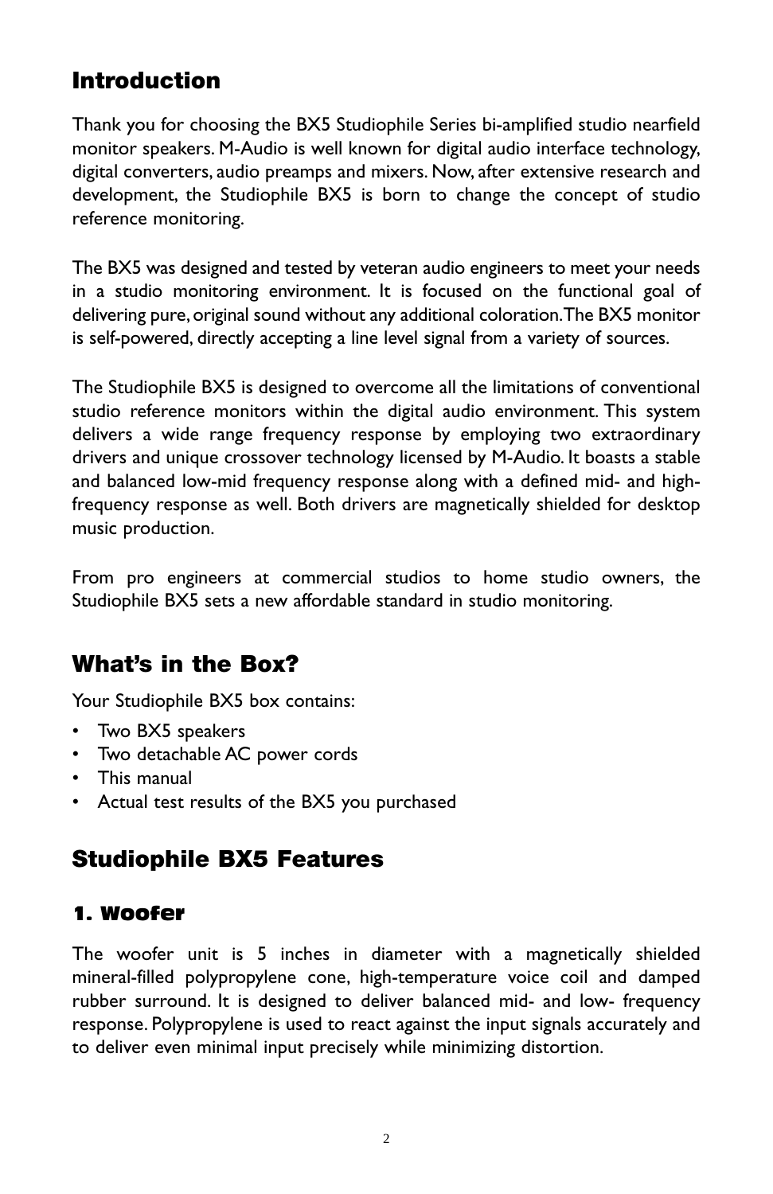## Introduction

Thank you for choosing the BX5 Studiophile Series bi-amplified studio nearfield monitor speakers. M-Audio is well known for digital audio interface technology, digital converters, audio preamps and mixers. Now, after extensive research and development, the Studiophile BX5 is born to change the concept of studio reference monitoring.

The BX5 was designed and tested by veteran audio engineers to meet your needs in a studio monitoring environment. It is focused on the functional goal of delivering pure, original sound without any additional coloration. The BX5 monitor is self-powered, directly accepting a line level signal from a variety of sources.

The Studiophile BX5 is designed to overcome all the limitations of conventional studio reference monitors within the digital audio environment. This system delivers a wide range frequency response by employing two extraordinary drivers and unique crossover technology licensed by M-Audio. It boasts a stable and balanced low-mid frequency response along with a defined mid- and high-frequency response as well. Both drivers are magnetically shielded for desktop music production.

From pro engineers at commercial studios to home studio owners, the Studiophile BX5 sets a new affordable standard in studio monitoring.

## What's in the Box?

Your Studiophile BX5 box contains:

- Two BX5 speakers
- Two detachable AC power cords
- This manual
- Actual test results of the BX5 you purchased

## Studiophile BX5 Features

### 1. Woofer

The woofer unit is 5 inches in diameter with a magnetically shielded mineral-filled polypropylene cone, high-temperature voice coil and damped rubber surround. It is designed to deliver balanced mid- and low- frequency response. Polypropylene is used to react against the input signals accurately and to deliver even minimal input precisely while minimizing distortion.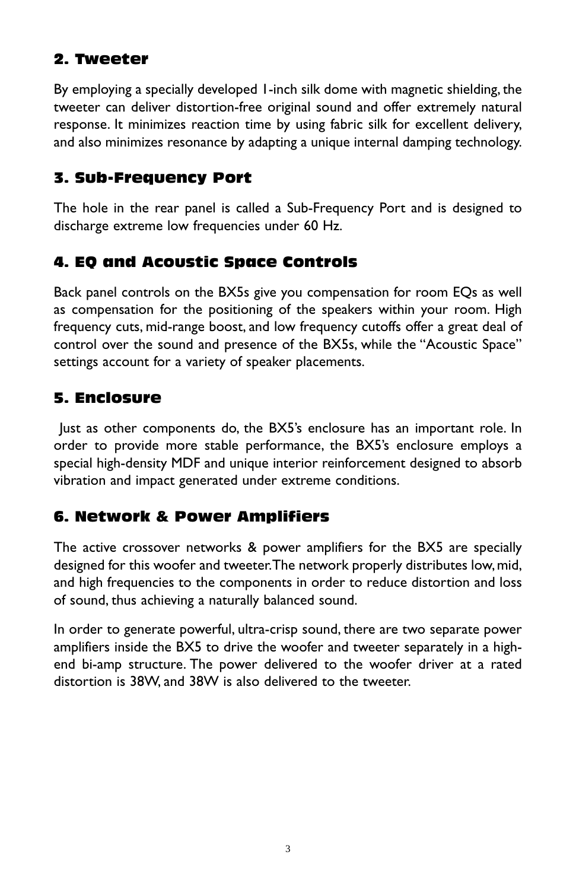## 2. Tweeter

By employing a specially developed 1-inch silk dome with magnetic shielding, the tweeter can deliver distortion-free original sound and offer extremely natural response. It minimizes reaction time by using fabric silk for excellent delivery, and also minimizes resonance by adapting a unique internal damping technology.

## 3. Sub-Frequency Port

The hole in the rear panel is called a Sub-Frequency Port and is designed to discharge extreme low frequencies under 60 Hz.

## 4. EQ and Acoustic Space Controls

Back panel controls on the BX5s give you compensation for room EQs as well as compensation for the positioning of the speakers within your room. High frequency cuts, mid-range boost, and low frequency cutoffs offer a great deal of control over the sound and presence of the BX5s, while the "Acoustic Space" settings account for a variety of speaker placements.

## 5. Enclosure

Just as other components do, the BX5's enclosure has an important role. In order to provide more stable performance, the BX5's enclosure employs a special high-density MDF and unique interior reinforcement designed to absorb vibration and impact generated under extreme conditions.

## 6. Network & Power Amplifiers

The active crossover networks & power amplifiers for the BX5 are specially designed for this woofer and tweeter. The network properly distributes low, mid, and high frequencies to the components in order to reduce distortion and loss of sound, thus achieving a naturally balanced sound.

In order to generate powerful, ultra-crisp sound, there are two separate power amplifiers inside the BX5 to drive the woofer and tweeter separately in a high-end bi-amp structure. The power delivered to the woofer driver at a rated distortion is 38W, and 38W is also delivered to the tweeter.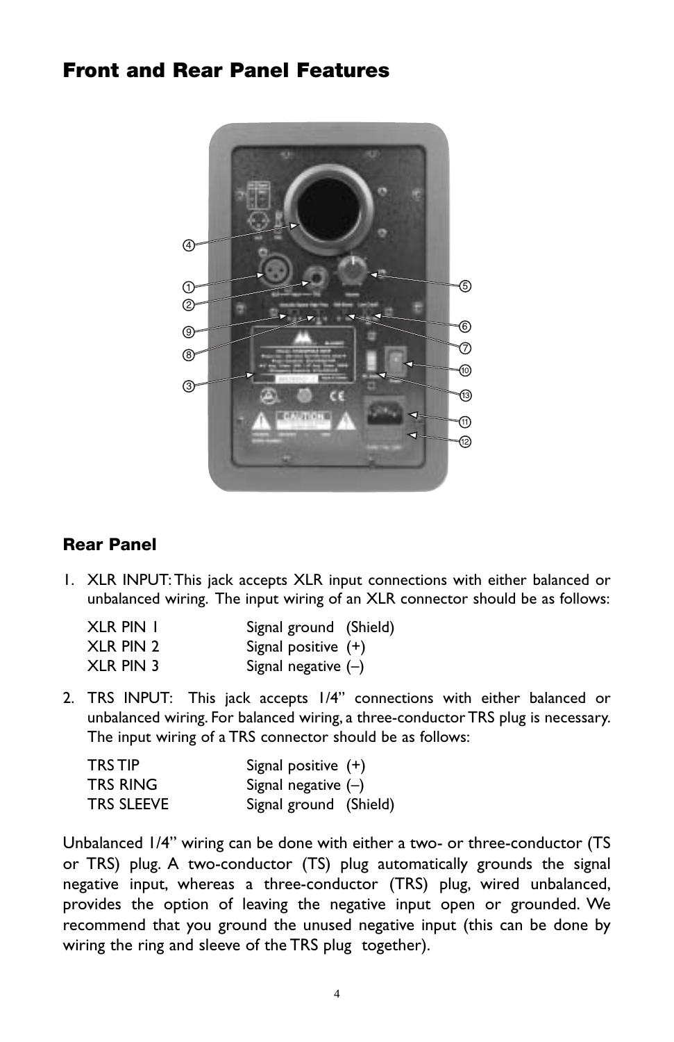## Front and Rear Panel Features

### Rear Panel

1. XLR INPUT: This jack accepts XLR input connections with either balanced or unbalanced wiring. The input wiring of an XLR connector should be as follows:

| | |
|---|---|
| XLR PIN 1 | Signal ground (Shield) |
| XLR PIN 2 | Signal positive (+) |
| XLR PIN 3 | Signal negative (–) |

2. TRS INPUT: This jack accepts 1/4" connections with either balanced or unbalanced wiring. For balanced wiring, a three-conductor TRS plug is necessary. The input wiring of a TRS connector should be as follows:

| | |
|---|---|
| TRS TIP | Signal positive (+) |
| TRS RING | Signal negative (–) |
| TRS SLEEVE | Signal ground (Shield) |

Unbalanced 1/4" wiring can be done with either a two- or three-conductor (TS or TRS) plug. A two-conductor (TS) plug automatically grounds the signal negative input, whereas a three-conductor (TRS) plug, wired unbalanced, provides the option of leaving the negative input open or grounded. We recommend that you ground the unused negative input (this can be done by wiring the ring and sleeve of the TRS plug together).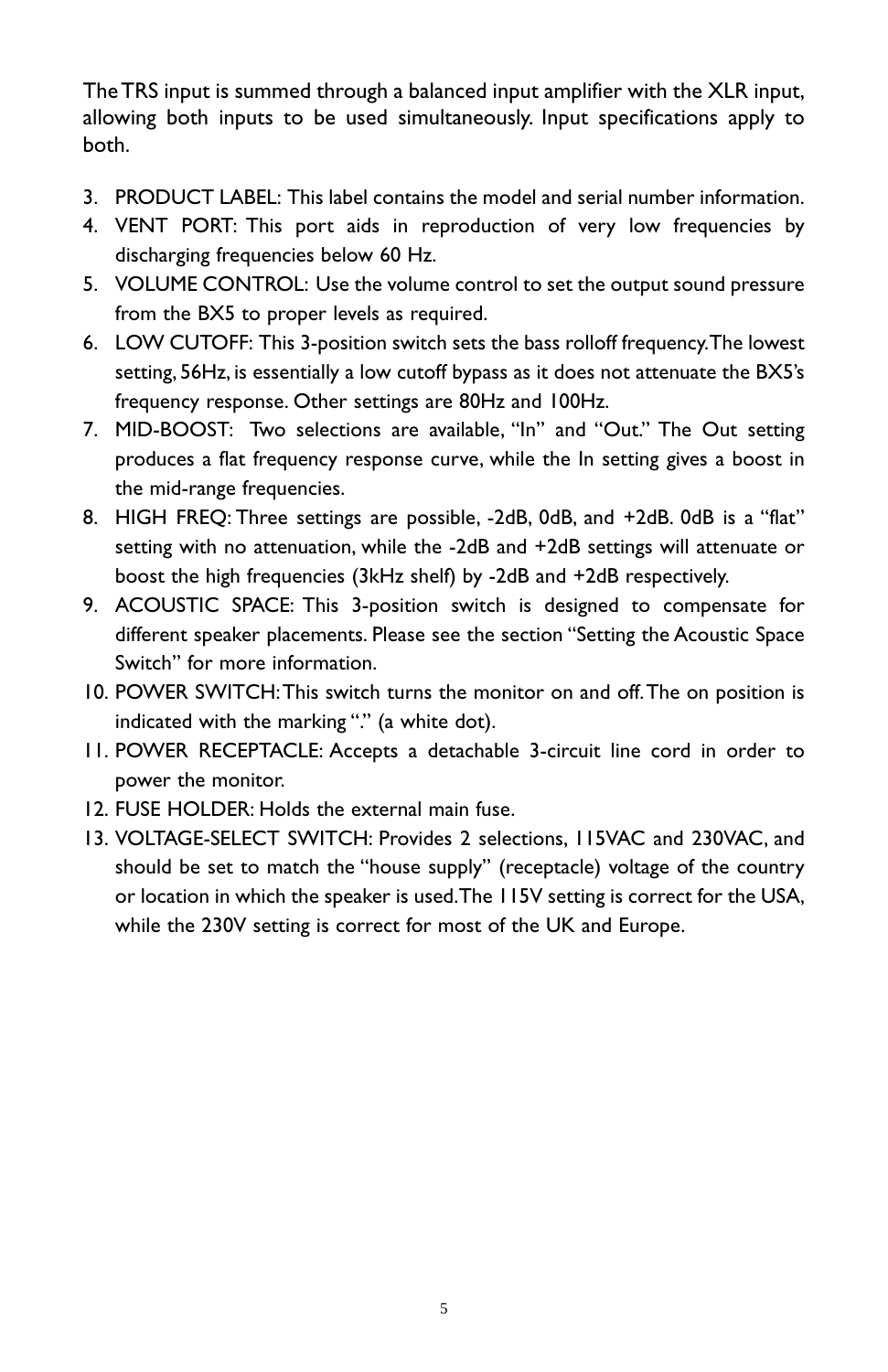The TRS input is summed through a balanced input amplifier with the XLR input, allowing both inputs to be used simultaneously. Input specifications apply to both.

3. PRODUCT LABEL: This label contains the model and serial number information.
4. VENT PORT: This port aids in reproduction of very low frequencies by discharging frequencies below 60 Hz.
5. VOLUME CONTROL: Use the volume control to set the output sound pressure from the BX5 to proper levels as required.
6. LOW CUTOFF: This 3-position switch sets the bass rolloff frequency. The lowest setting, 56Hz, is essentially a low cutoff bypass as it does not attenuate the BX5's frequency response. Other settings are 80Hz and 100Hz.
7. MID-BOOST: Two selections are available, "In" and "Out." The Out setting produces a flat frequency response curve, while the In setting gives a boost in the mid-range frequencies.
8. HIGH FREQ: Three settings are possible, -2dB, 0dB, and +2dB. 0dB is a "flat" setting with no attenuation, while the -2dB and +2dB settings will attenuate or boost the high frequencies (3kHz shelf) by -2dB and +2dB respectively.
9. ACOUSTIC SPACE: This 3-position switch is designed to compensate for different speaker placements. Please see the section "Setting the Acoustic Space Switch" for more information.
10. POWER SWITCH: This switch turns the monitor on and off. The on position is indicated with the marking "." (a white dot).
11. POWER RECEPTACLE: Accepts a detachable 3-circuit line cord in order to power the monitor.
12. FUSE HOLDER: Holds the external main fuse.
13. VOLTAGE-SELECT SWITCH: Provides 2 selections, 115VAC and 230VAC, and should be set to match the "house supply" (receptacle) voltage of the country or location in which the speaker is used. The 115V setting is correct for the USA, while the 230V setting is correct for most of the UK and Europe.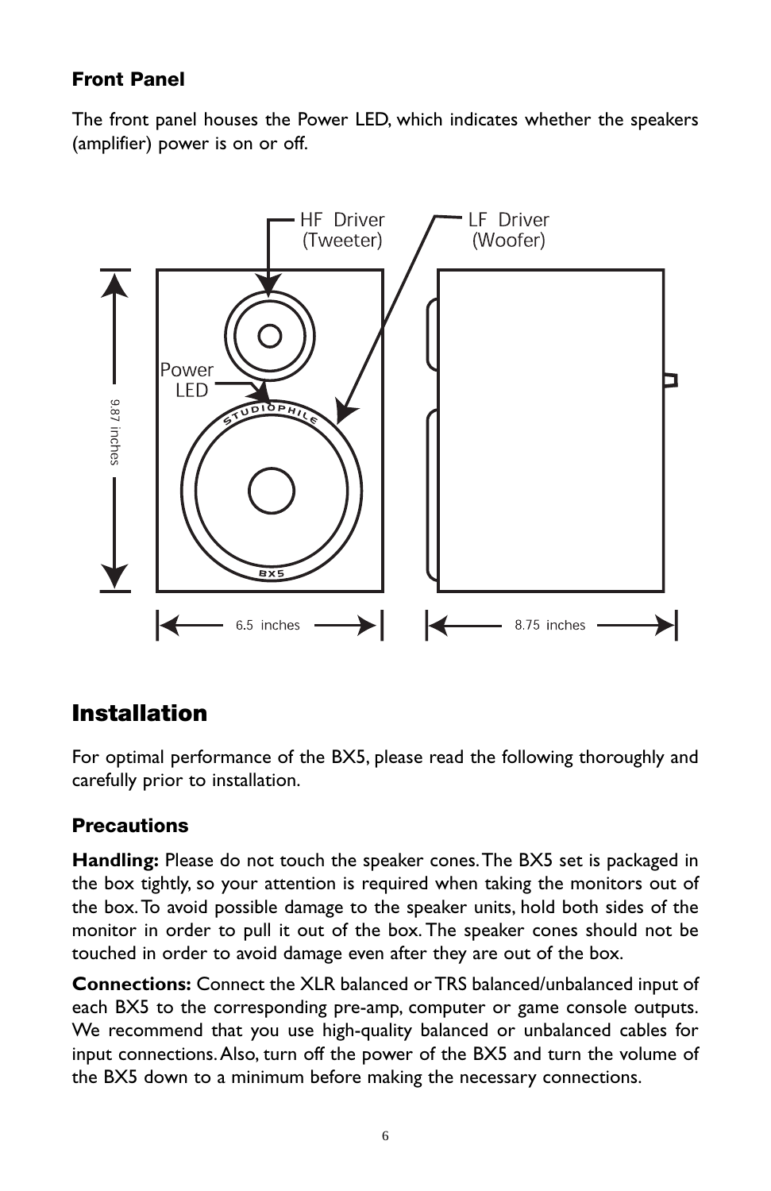### Front Panel

The front panel houses the Power LED, which indicates whether the speakers (amplifier) power is on or off.

## Installation

For optimal performance of the BX5, please read the following thoroughly and carefully prior to installation.

### Precautions

**Handling:** Please do not touch the speaker cones. The BX5 set is packaged in the box tightly, so your attention is required when taking the monitors out of the box. To avoid possible damage to the speaker units, hold both sides of the monitor in order to pull it out of the box. The speaker cones should not be touched in order to avoid damage even after they are out of the box.

**Connections:** Connect the XLR balanced or TRS balanced/unbalanced input of each BX5 to the corresponding pre-amp, computer or game console outputs. We recommend that you use high-quality balanced or unbalanced cables for input connections. Also, turn off the power of the BX5 and turn the volume of the BX5 down to a minimum before making the necessary connections.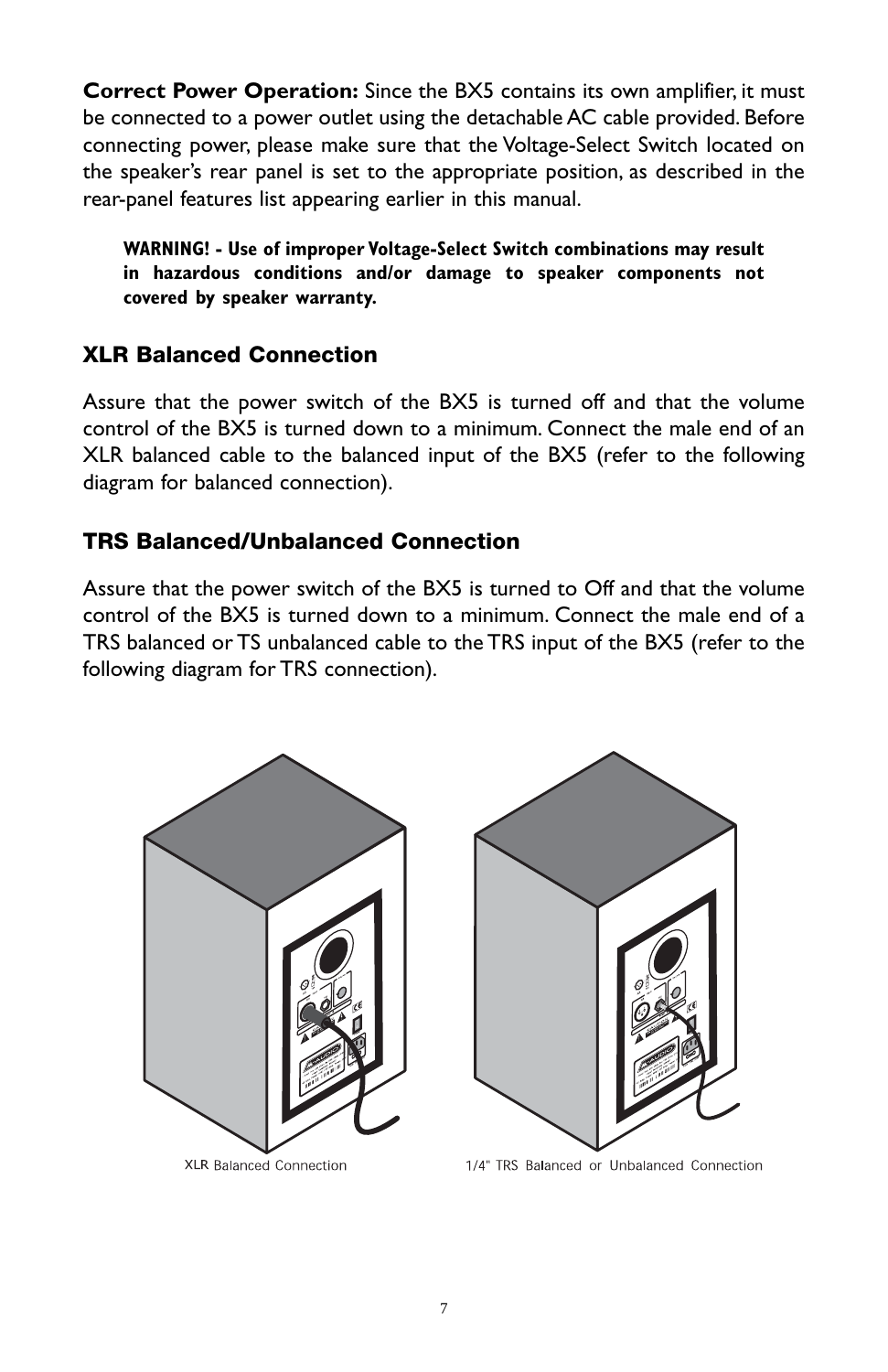**Correct Power Operation:** Since the BX5 contains its own amplifier, it must be connected to a power outlet using the detachable AC cable provided. Before connecting power, please make sure that the Voltage-Select Switch located on the speaker's rear panel is set to the appropriate position, as described in the rear-panel features list appearing earlier in this manual.

> **WARNING! - Use of improper Voltage-Select Switch combinations may result in hazardous conditions and/or damage to speaker components not covered by speaker warranty.**

### XLR Balanced Connection

Assure that the power switch of the BX5 is turned off and that the volume control of the BX5 is turned down to a minimum. Connect the male end of an XLR balanced cable to the balanced input of the BX5 (refer to the following diagram for balanced connection).

### TRS Balanced/Unbalanced Connection

Assure that the power switch of the BX5 is turned to Off and that the volume control of the BX5 is turned down to a minimum. Connect the male end of a TRS balanced or TS unbalanced cable to the TRS input of the BX5 (refer to the following diagram for TRS connection).

XLR Balanced Connection

1/4" TRS Balanced or Unbalanced Connection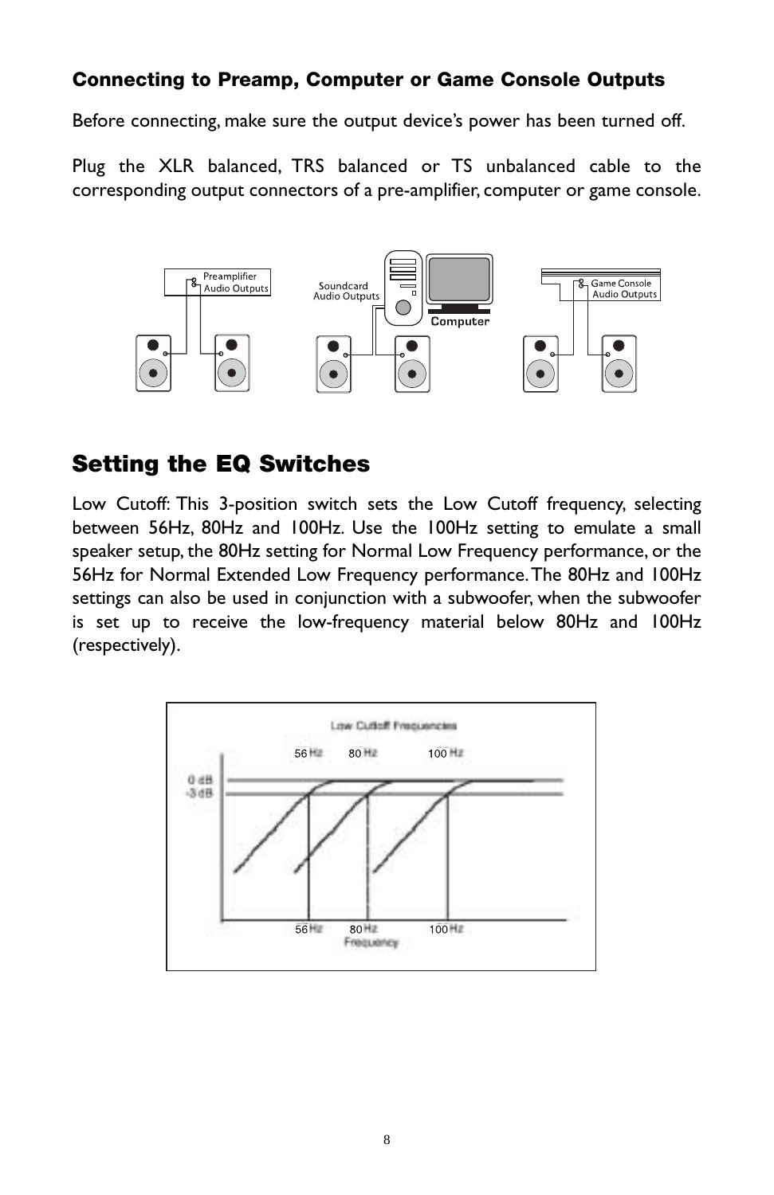### Connecting to Preamp, Computer or Game Console Outputs

Before connecting, make sure the output device's power has been turned off.

Plug the XLR balanced, TRS balanced or TS unbalanced cable to the corresponding output connectors of a pre-amplifier, computer or game console.

## Setting the EQ Switches

Low Cutoff: This 3-position switch sets the Low Cutoff frequency, selecting between 56Hz, 80Hz and 100Hz. Use the 100Hz setting to emulate a small speaker setup, the 80Hz setting for Normal Low Frequency performance, or the 56Hz for Normal Extended Low Frequency performance. The 80Hz and 100Hz settings can also be used in conjunction with a subwoofer, when the subwoofer is set up to receive the low-frequency material below 80Hz and 100Hz (respectively).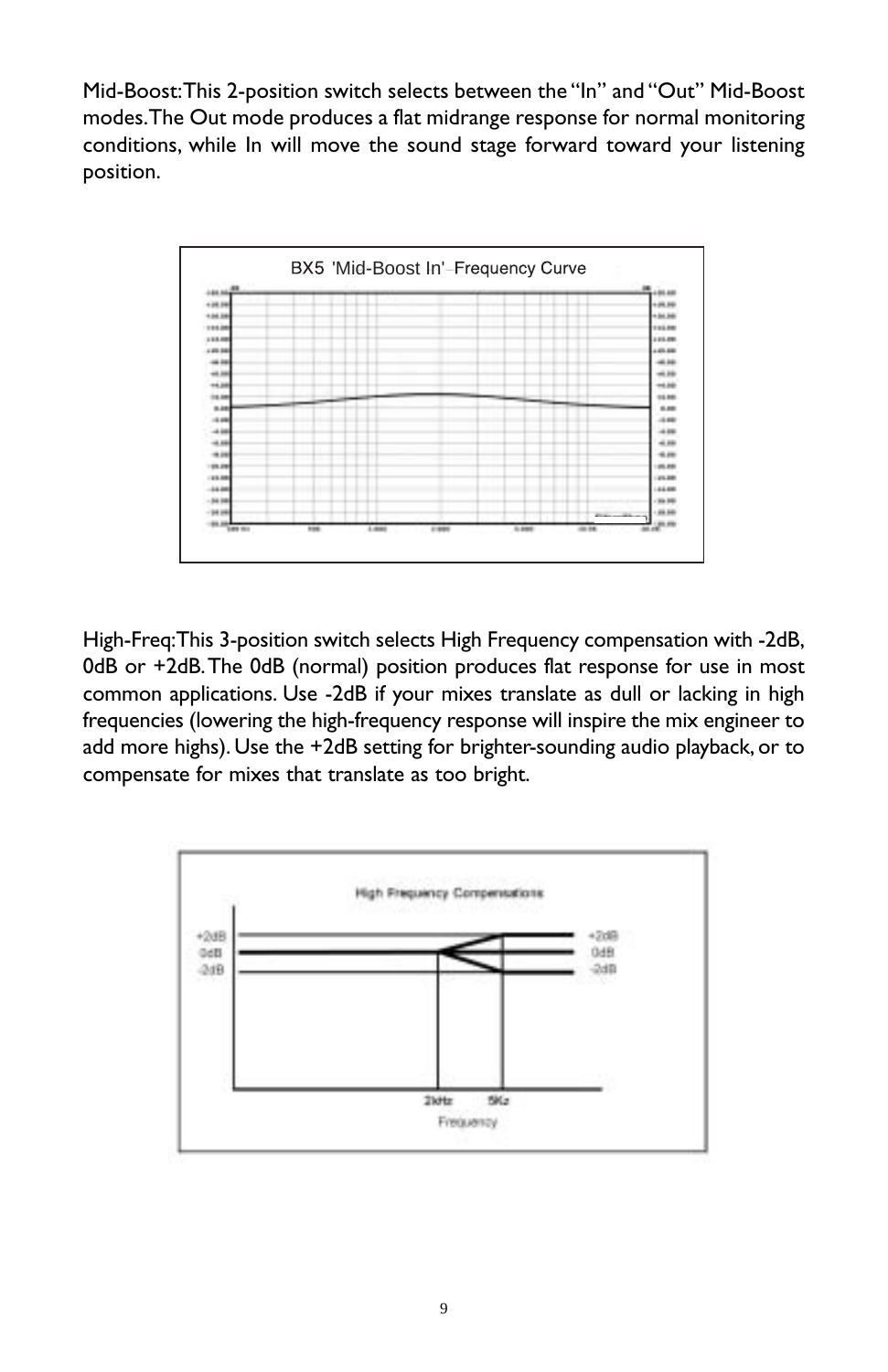Mid-Boost: This 2-position switch selects between the "In" and "Out" Mid-Boost modes. The Out mode produces a flat midrange response for normal monitoring conditions, while In will move the sound stage forward toward your listening position.

High-Freq: This 3-position switch selects High Frequency compensation with -2dB, 0dB or +2dB. The 0dB (normal) position produces flat response for use in most common applications. Use -2dB if your mixes translate as dull or lacking in high frequencies (lowering the high-frequency response will inspire the mix engineer to add more highs). Use the +2dB setting for brighter-sounding audio playback, or to compensate for mixes that translate as too bright.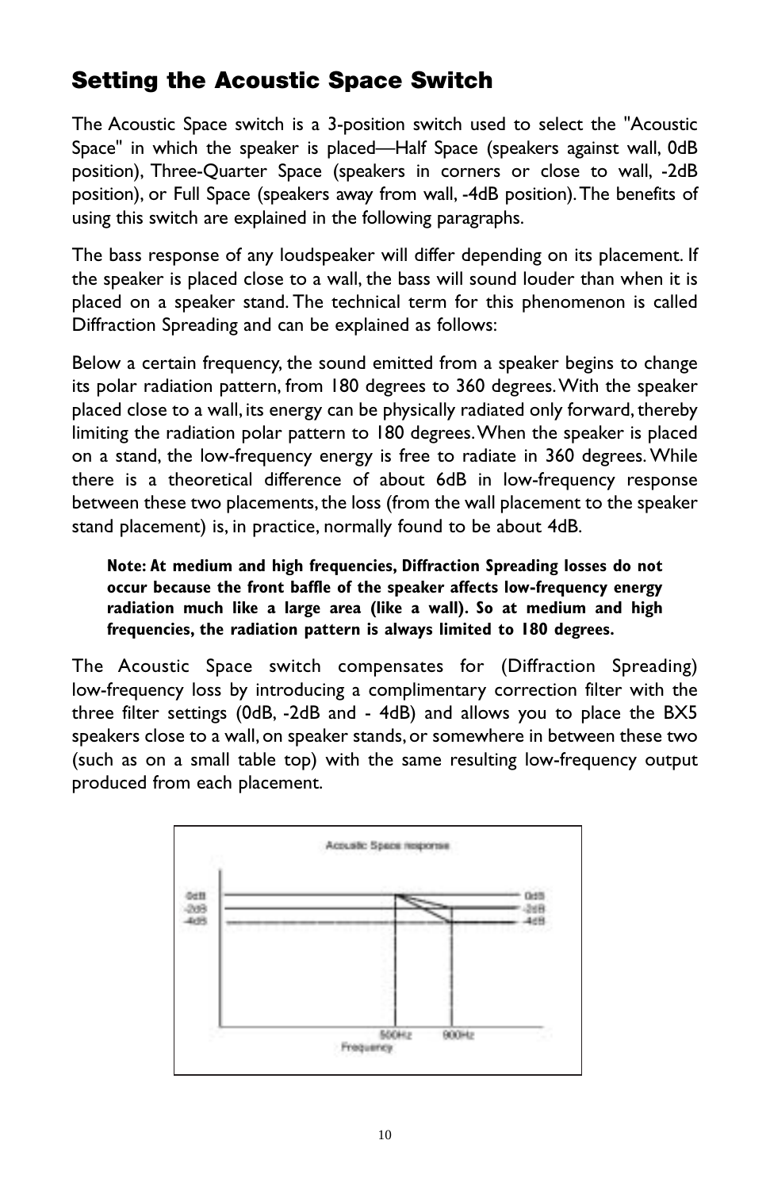## Setting the Acoustic Space Switch

The Acoustic Space switch is a 3-position switch used to select the "Acoustic Space" in which the speaker is placed—Half Space (speakers against wall, 0dB position), Three-Quarter Space (speakers in corners or close to wall, -2dB position), or Full Space (speakers away from wall, -4dB position). The benefits of using this switch are explained in the following paragraphs.

The bass response of any loudspeaker will differ depending on its placement. If the speaker is placed close to a wall, the bass will sound louder than when it is placed on a speaker stand. The technical term for this phenomenon is called Diffraction Spreading and can be explained as follows:

Below a certain frequency, the sound emitted from a speaker begins to change its polar radiation pattern, from 180 degrees to 360 degrees. With the speaker placed close to a wall, its energy can be physically radiated only forward, thereby limiting the radiation polar pattern to 180 degrees. When the speaker is placed on a stand, the low-frequency energy is free to radiate in 360 degrees. While there is a theoretical difference of about 6dB in low-frequency response between these two placements, the loss (from the wall placement to the speaker stand placement) is, in practice, normally found to be about 4dB.

> **Note: At medium and high frequencies, Diffraction Spreading losses do not occur because the front baffle of the speaker affects low-frequency energy radiation much like a large area (like a wall). So at medium and high frequencies, the radiation pattern is always limited to 180 degrees.**

The Acoustic Space switch compensates for (Diffraction Spreading) low-frequency loss by introducing a complimentary correction filter with the three filter settings (0dB, -2dB and - 4dB) and allows you to place the BX5 speakers close to a wall, on speaker stands, or somewhere in between these two (such as on a small table top) with the same resulting low-frequency output produced from each placement.

Acoustic Space response

0dB, -2dB, -4dB — 500Hz, 900Hz — Frequency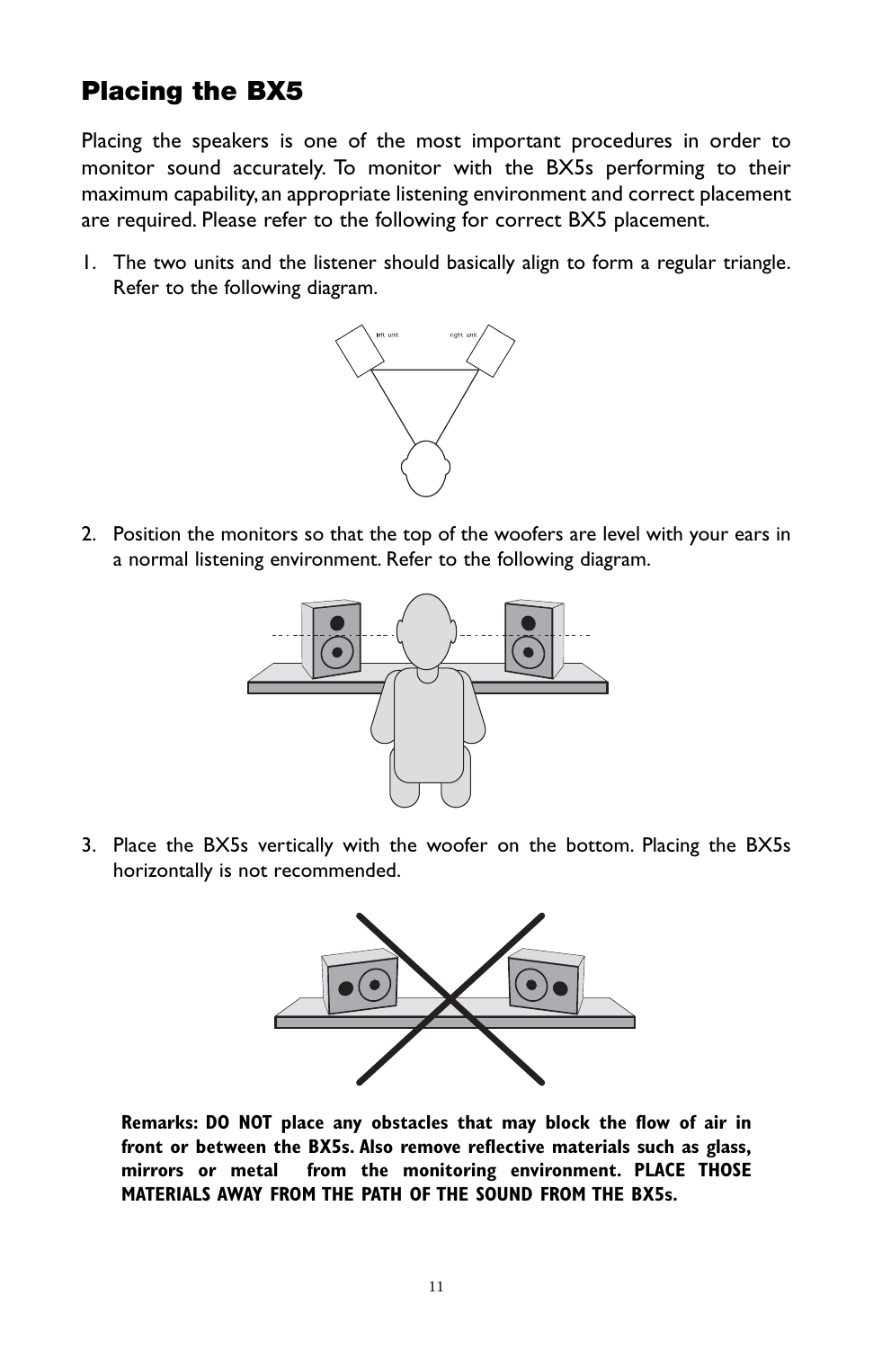## Placing the BX5

Placing the speakers is one of the most important procedures in order to monitor sound accurately. To monitor with the BX5s performing to their maximum capability, an appropriate listening environment and correct placement are required. Please refer to the following for correct BX5 placement.

1. The two units and the listener should basically align to form a regular triangle. Refer to the following diagram.

2. Position the monitors so that the top of the woofers are level with your ears in a normal listening environment. Refer to the following diagram.

3. Place the BX5s vertically with the woofer on the bottom. Placing the BX5s horizontally is not recommended.

**Remarks: DO NOT place any obstacles that may block the flow of air in front or between the BX5s. Also remove reflective materials such as glass, mirrors or metal from the monitoring environment. PLACE THOSE MATERIALS AWAY FROM THE PATH OF THE SOUND FROM THE BX5s.**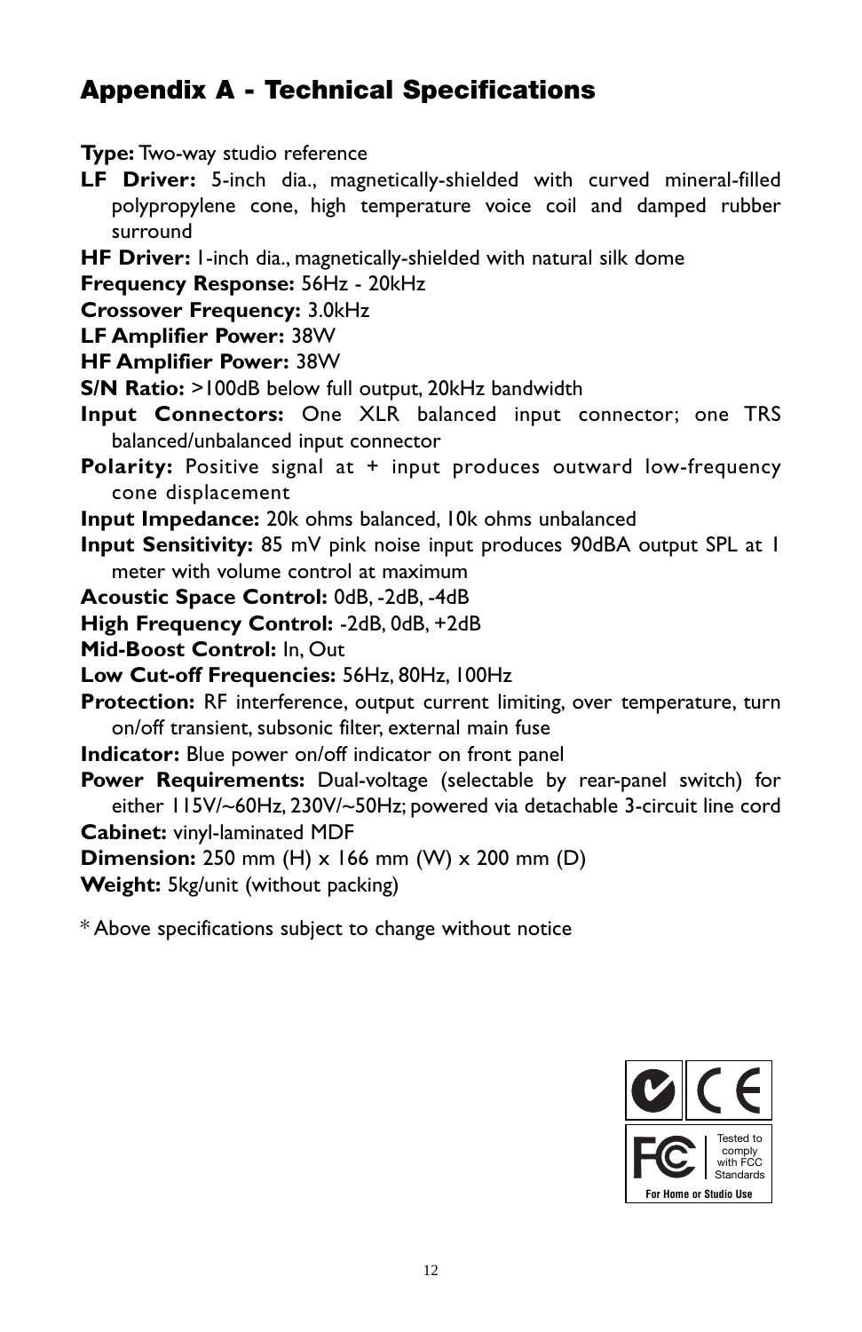## Appendix A - Technical Specifications

**Type:** Two-way studio reference

**LF Driver:** 5-inch dia., magnetically-shielded with curved mineral-filled polypropylene cone, high temperature voice coil and damped rubber surround

**HF Driver:** 1-inch dia., magnetically-shielded with natural silk dome

**Frequency Response:** 56Hz - 20kHz

**Crossover Frequency:** 3.0kHz

**LF Amplifier Power:** 38W

**HF Amplifier Power:** 38W

**S/N Ratio:** >100dB below full output, 20kHz bandwidth

**Input Connectors:** One XLR balanced input connector; one TRS balanced/unbalanced input connector

**Polarity:** Positive signal at + input produces outward low-frequency cone displacement

**Input Impedance:** 20k ohms balanced, 10k ohms unbalanced

**Input Sensitivity:** 85 mV pink noise input produces 90dBA output SPL at 1 meter with volume control at maximum

**Acoustic Space Control:** 0dB, -2dB, -4dB

**High Frequency Control:** -2dB, 0dB, +2dB

**Mid-Boost Control:** In, Out

**Low Cut-off Frequencies:** 56Hz, 80Hz, 100Hz

**Protection:** RF interference, output current limiting, over temperature, turn on/off transient, subsonic filter, external main fuse

**Indicator:** Blue power on/off indicator on front panel

**Power Requirements:** Dual-voltage (selectable by rear-panel switch) for either 115V/~60Hz, 230V/~50Hz; powered via detachable 3-circuit line cord

**Cabinet:** vinyl-laminated MDF

**Dimension:** 250 mm (H) x 166 mm (W) x 200 mm (D)

**Weight:** 5kg/unit (without packing)

* Above specifications subject to change without notice

Tested to comply with FCC Standards

For Home or Studio Use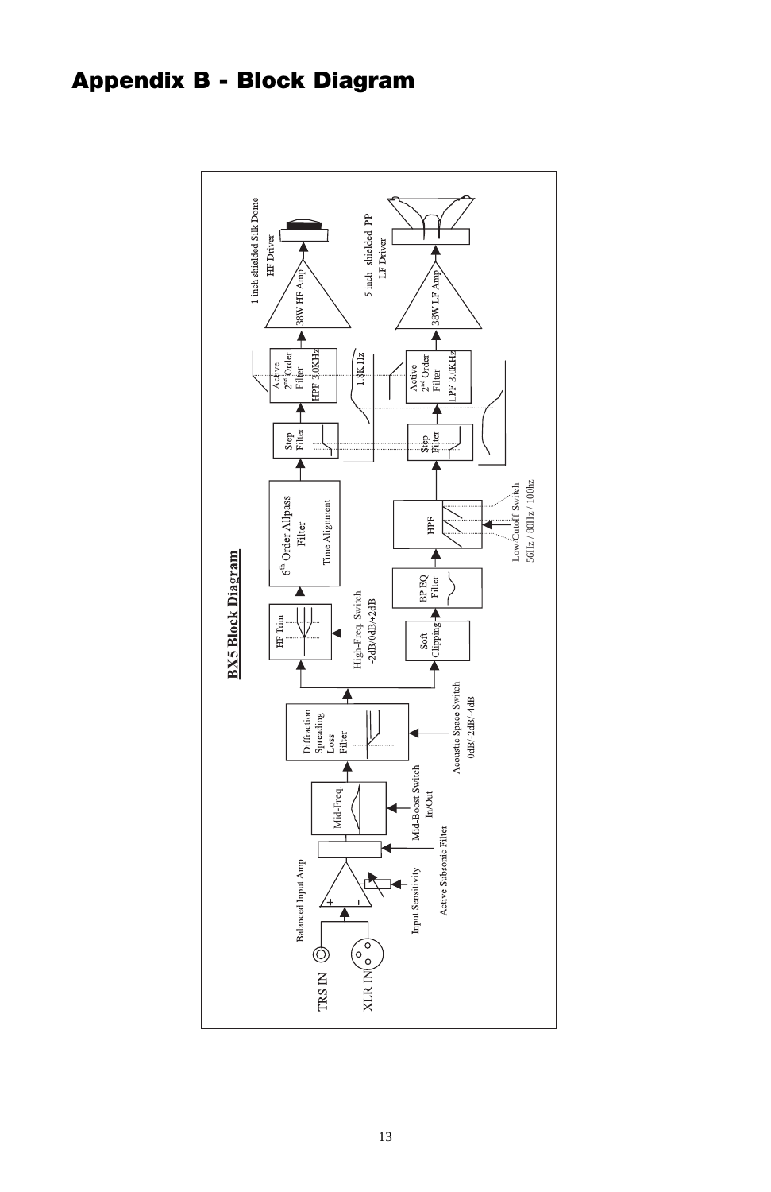# Appendix B - Block Diagram

**BX5 Block Diagram**

TRS IN

XLR IN

Balanced Input Amp

Input Sensitivity

Active Subsonic Filter

Mid-Freq.

Mid-Boost Switch In/Out

Diffraction Spreading Loss Filter

Acoustic Space Switch 0dB/-2dB/-4dB

HF Trim

High-Freq. Switch -2dB/0dB/+2dB

6th Order Allpass Filter

Time Alignment

Step Filter

Active 2nd Order Filter HPF 3.0KHz

1.8K Hz

38W HF Amp

1 inch shielded Silk Dome HF Driver

Soft Clipping

BP EQ Filter

HPF

Low Cutoff Switch 56Hz / 80Hz / 100hz

Step Filter

Active 2nd Order Filter LPF 3.0KHz

38W LF Amp

5 inch shielded PP LF Driver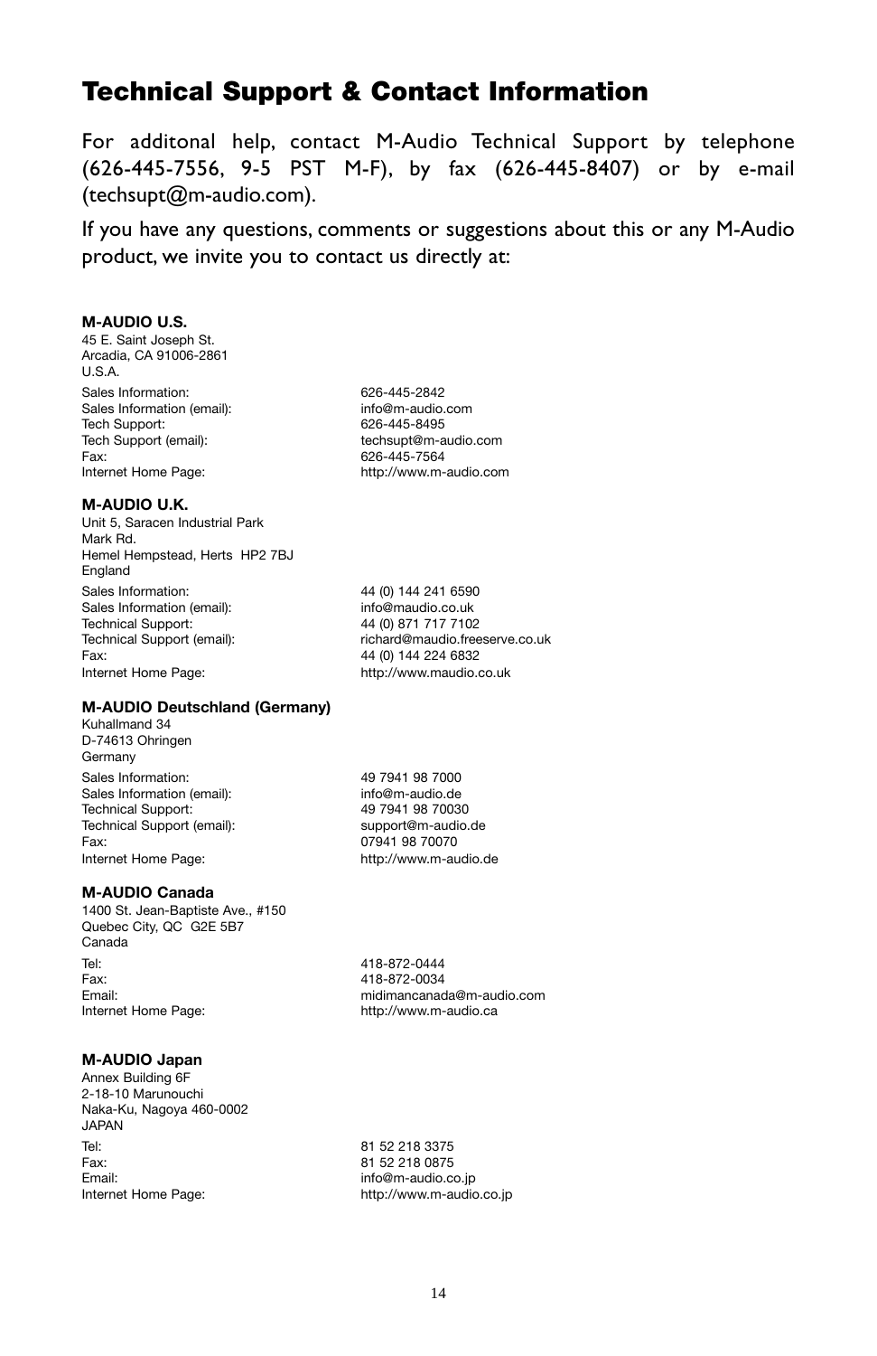# Technical Support & Contact Information

For additonal help, contact M-Audio Technical Support by telephone (626-445-7556, 9-5 PST M-F), by fax (626-445-8407) or by e-mail (techsupt@m-audio.com).

If you have any questions, comments or suggestions about this or any M-Audio product, we invite you to contact us directly at:

**M-AUDIO U.S.**
45 E. Saint Joseph St.
Arcadia, CA 91006-2861
U.S.A.

| | |
|---|---|
| Sales Information: | 626-445-2842 |
| Sales Information (email): | info@m-audio.com |
| Tech Support: | 626-445-8495 |
| Tech Support (email): | techsupt@m-audio.com |
| Fax: | 626-445-7564 |
| Internet Home Page: | http://www.m-audio.com |

**M-AUDIO U.K.**
Unit 5, Saracen Industrial Park
Mark Rd.
Hemel Hempstead, Herts HP2 7BJ
England

| | |
|---|---|
| Sales Information: | 44 (0) 144 241 6590 |
| Sales Information (email): | info@maudio.co.uk |
| Technical Support: | 44 (0) 871 717 7102 |
| Technical Support (email): | richard@maudio.freeserve.co.uk |
| Fax: | 44 (0) 144 224 6832 |
| Internet Home Page: | http://www.maudio.co.uk |

**M-AUDIO Deutschland (Germany)**
Kuhallmand 34
D-74613 Ohringen
Germany

| | |
|---|---|
| Sales Information: | 49 7941 98 7000 |
| Sales Information (email): | info@m-audio.de |
| Technical Support: | 49 7941 98 70030 |
| Technical Support (email): | support@m-audio.de |
| Fax: | 07941 98 70070 |
| Internet Home Page: | http://www.m-audio.de |

**M-AUDIO Canada**
1400 St. Jean-Baptiste Ave., #150
Quebec City, QC G2E 5B7
Canada

| | |
|---|---|
| Tel: | 418-872-0444 |
| Fax: | 418-872-0034 |
| Email: | midimancanada@m-audio.com |
| Internet Home Page: | http://www.m-audio.ca |

**M-AUDIO Japan**
Annex Building 6F
2-18-10 Marunouchi
Naka-Ku, Nagoya 460-0002
JAPAN

| | |
|---|---|
| Tel: | 81 52 218 3375 |
| Fax: | 81 52 218 0875 |
| Email: | info@m-audio.co.jp |
| Internet Home Page: | http://www.m-audio.co.jp |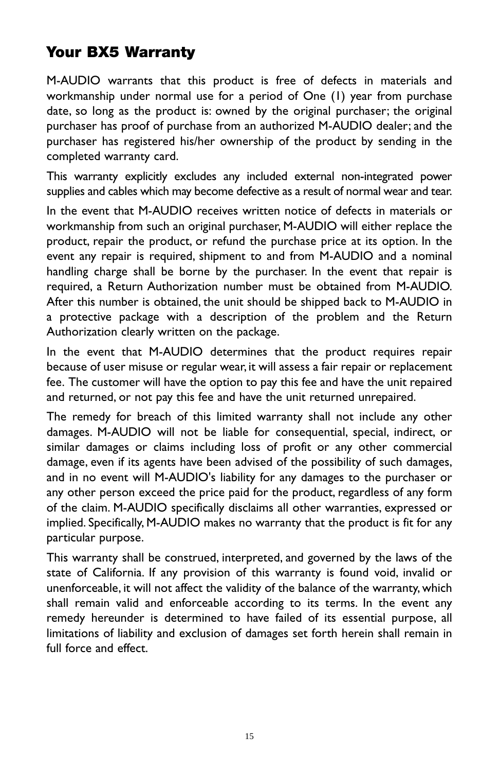## Your BX5 Warranty

M-AUDIO warrants that this product is free of defects in materials and workmanship under normal use for a period of One (1) year from purchase date, so long as the product is: owned by the original purchaser; the original purchaser has proof of purchase from an authorized M-AUDIO dealer; and the purchaser has registered his/her ownership of the product by sending in the completed warranty card.

This warranty explicitly excludes any included external non-integrated power supplies and cables which may become defective as a result of normal wear and tear.

In the event that M-AUDIO receives written notice of defects in materials or workmanship from such an original purchaser, M-AUDIO will either replace the product, repair the product, or refund the purchase price at its option. In the event any repair is required, shipment to and from M-AUDIO and a nominal handling charge shall be borne by the purchaser. In the event that repair is required, a Return Authorization number must be obtained from M-AUDIO. After this number is obtained, the unit should be shipped back to M-AUDIO in a protective package with a description of the problem and the Return Authorization clearly written on the package.

In the event that M-AUDIO determines that the product requires repair because of user misuse or regular wear, it will assess a fair repair or replacement fee. The customer will have the option to pay this fee and have the unit repaired and returned, or not pay this fee and have the unit returned unrepaired.

The remedy for breach of this limited warranty shall not include any other damages. M-AUDIO will not be liable for consequential, special, indirect, or similar damages or claims including loss of profit or any other commercial damage, even if its agents have been advised of the possibility of such damages, and in no event will M-AUDIO's liability for any damages to the purchaser or any other person exceed the price paid for the product, regardless of any form of the claim. M-AUDIO specifically disclaims all other warranties, expressed or implied. Specifically, M-AUDIO makes no warranty that the product is fit for any particular purpose.

This warranty shall be construed, interpreted, and governed by the laws of the state of California. If any provision of this warranty is found void, invalid or unenforceable, it will not affect the validity of the balance of the warranty, which shall remain valid and enforceable according to its terms. In the event any remedy hereunder is determined to have failed of its essential purpose, all limitations of liability and exclusion of damages set forth herein shall remain in full force and effect.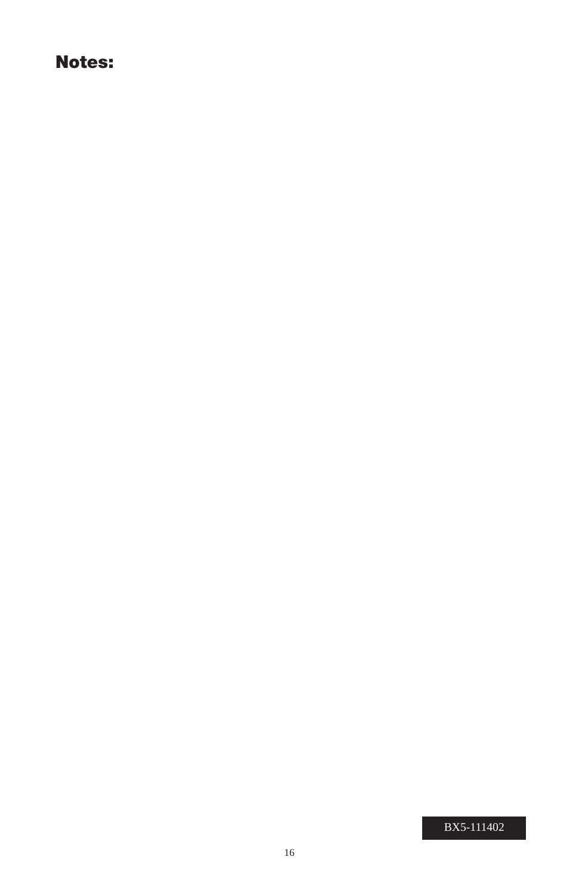# Notes:

BX5-111402